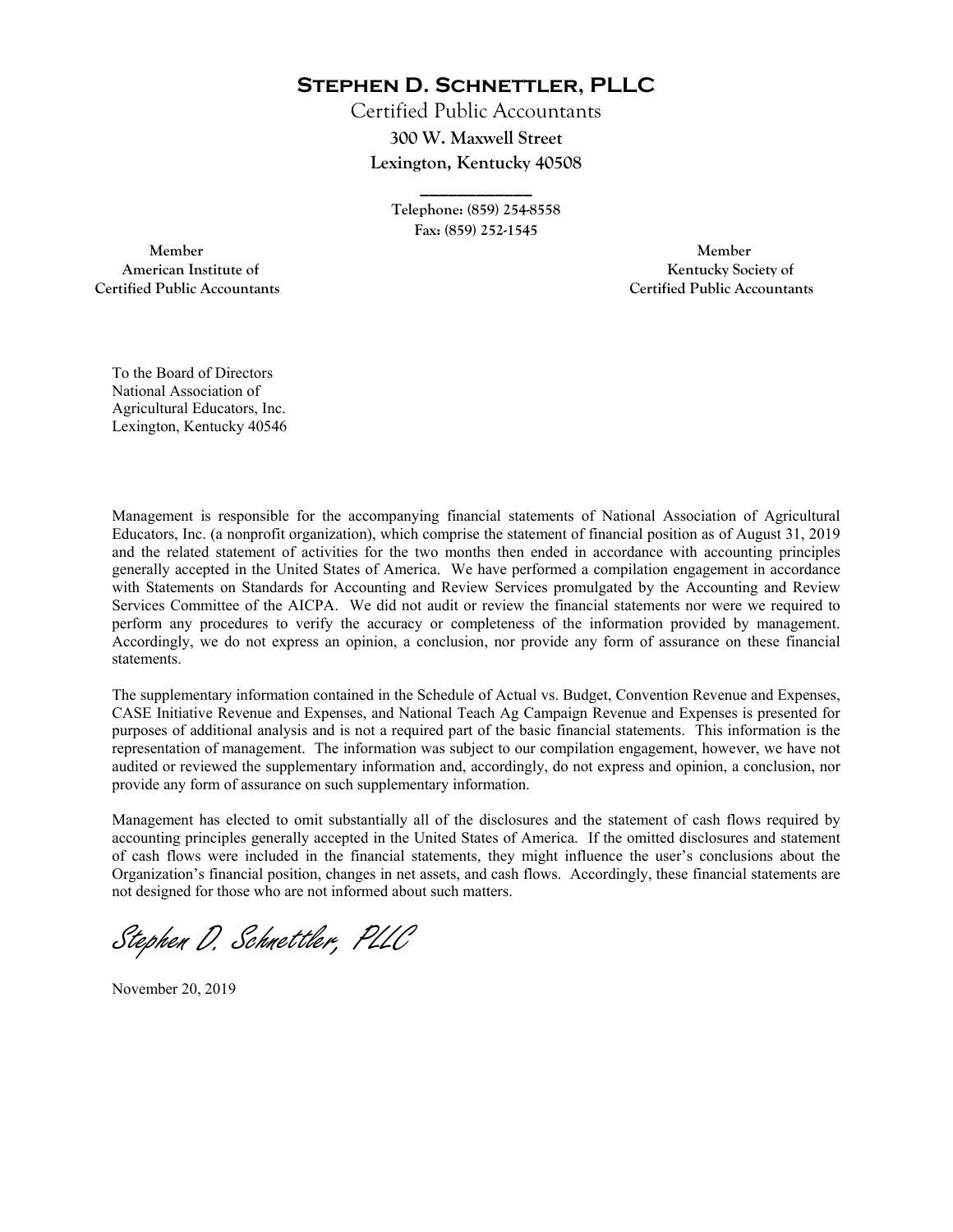# Stephen D. Schnettler, PLLC

Certified Public Accountants

**300 W. Maxwell Street**

**Lexington, Kentucky 40508**

**Telephone: (859) 254-8558**

**Fax: (859) 252-1545**

**Member**
**American Institute of**
**Certified Public Accountants**

**Member**
**Kentucky Society of**
**Certified Public Accountants**

To the Board of Directors
National Association of
Agricultural Educators, Inc.
Lexington, Kentucky 40546

Management is responsible for the accompanying financial statements of National Association of Agricultural Educators, Inc. (a nonprofit organization), which comprise the statement of financial position as of August 31, 2019 and the related statement of activities for the two months then ended in accordance with accounting principles generally accepted in the United States of America. We have performed a compilation engagement in accordance with Statements on Standards for Accounting and Review Services promulgated by the Accounting and Review Services Committee of the AICPA. We did not audit or review the financial statements nor were we required to perform any procedures to verify the accuracy or completeness of the information provided by management. Accordingly, we do not express an opinion, a conclusion, nor provide any form of assurance on these financial statements.

The supplementary information contained in the Schedule of Actual vs. Budget, Convention Revenue and Expenses, CASE Initiative Revenue and Expenses, and National Teach Ag Campaign Revenue and Expenses is presented for purposes of additional analysis and is not a required part of the basic financial statements. This information is the representation of management. The information was subject to our compilation engagement, however, we have not audited or reviewed the supplementary information and, accordingly, do not express and opinion, a conclusion, nor provide any form of assurance on such supplementary information.

Management has elected to omit substantially all of the disclosures and the statement of cash flows required by accounting principles generally accepted in the United States of America. If the omitted disclosures and statement of cash flows were included in the financial statements, they might influence the user's conclusions about the Organization's financial position, changes in net assets, and cash flows. Accordingly, these financial statements are not designed for those who are not informed about such matters.

*Stephen D. Schnettler, PLLC*

November 20, 2019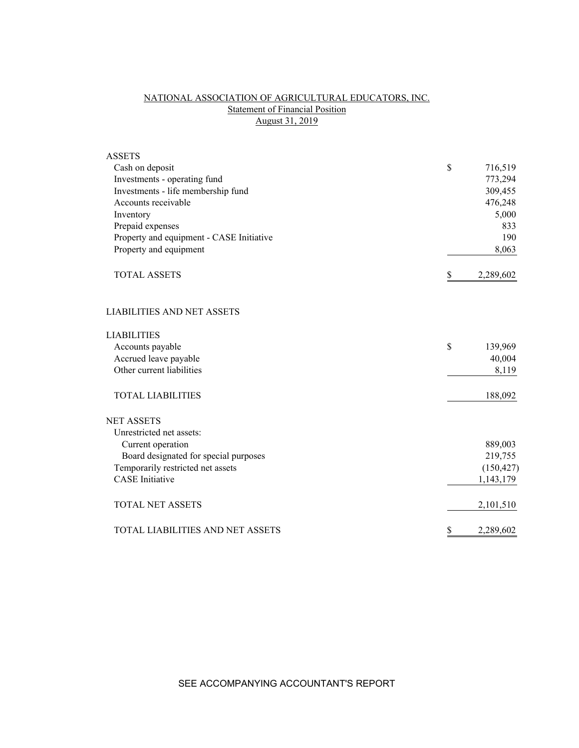# NATIONAL ASSOCIATION OF AGRICULTURAL EDUCATORS, INC.

## Statement of Financial Position

### August 31, 2019

| | |
|---|---|
| **ASSETS** | |
| Cash on deposit | $ 716,519 |
| Investments - operating fund | 773,294 |
| Investments - life membership fund | 309,455 |
| Accounts receivable | 476,248 |
| Inventory | 5,000 |
| Prepaid expenses | 833 |
| Property and equipment - CASE Initiative | 190 |
| Property and equipment | 8,063 |
| TOTAL ASSETS | $ 2,289,602 |
| | |
| **LIABILITIES AND NET ASSETS** | |
| | |
| **LIABILITIES** | |
| Accounts payable | $ 139,969 |
| Accrued leave payable | 40,004 |
| Other current liabilities | 8,119 |
| TOTAL LIABILITIES | 188,092 |
| | |
| **NET ASSETS** | |
| Unrestricted net assets: | |
| Current operation | 889,003 |
| Board designated for special purposes | 219,755 |
| Temporarily restricted net assets | (150,427) |
| CASE Initiative | 1,143,179 |
| TOTAL NET ASSETS | 2,101,510 |
| TOTAL LIABILITIES AND NET ASSETS | $ 2,289,602 |

SEE ACCOMPANYING ACCOUNTANT'S REPORT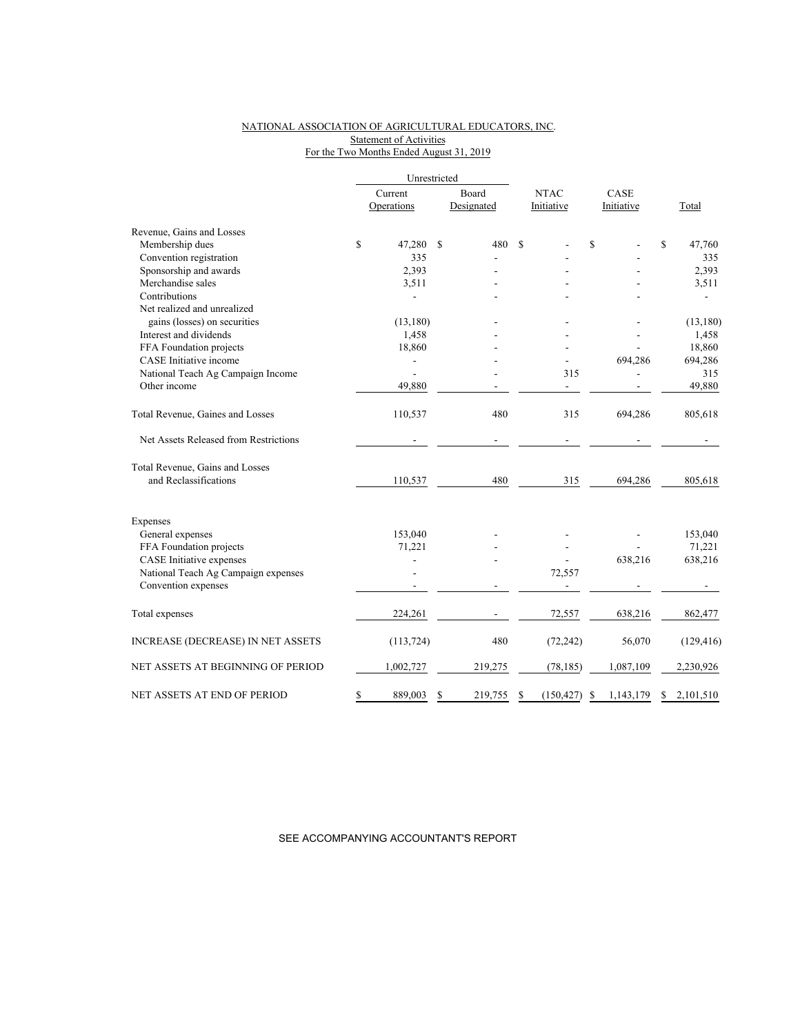NATIONAL ASSOCIATION OF AGRICULTURAL EDUCATORS, INC.
Statement of Activities
For the Two Months Ended August 31, 2019

| | Unrestricted | | | | |
|---|---|---|---|---|---|
| | Current Operations | Board Designated | NTAC Initiative | CASE Initiative | Total |
| Revenue, Gains and Losses | | | | | |
| Membership dues | $ 47,280 | $ 480 | $ - | $ - | $ 47,760 |
| Convention registration | 335 | - | - | - | 335 |
| Sponsorship and awards | 2,393 | - | - | - | 2,393 |
| Merchandise sales | 3,511 | - | - | - | 3,511 |
| Contributions | - | - | - | - | - |
| Net realized and unrealized gains (losses) on securities | (13,180) | - | - | - | (13,180) |
| Interest and dividends | 1,458 | - | - | - | 1,458 |
| FFA Foundation projects | 18,860 | - | - | - | 18,860 |
| CASE Initiative income | - | - | - | 694,286 | 694,286 |
| National Teach Ag Campaign Income | - | - | 315 | - | 315 |
| Other income | 49,880 | - | - | - | 49,880 |
| Total Revenue, Gaines and Losses | 110,537 | 480 | 315 | 694,286 | 805,618 |
| Net Assets Released from Restrictions | - | - | - | - | - |
| Total Revenue, Gains and Losses and Reclassifications | 110,537 | 480 | 315 | 694,286 | 805,618 |
| Expenses | | | | | |
| General expenses | 153,040 | - | - | - | 153,040 |
| FFA Foundation projects | 71,221 | - | - | - | 71,221 |
| CASE Initiative expenses | - | - | - | 638,216 | 638,216 |
| National Teach Ag Campaign expenses | - | | 72,557 | | |
| Convention expenses | - | - | - | - | - |
| Total expenses | 224,261 | - | 72,557 | 638,216 | 862,477 |
| INCREASE (DECREASE) IN NET ASSETS | (113,724) | 480 | (72,242) | 56,070 | (129,416) |
| NET ASSETS AT BEGINNING OF PERIOD | 1,002,727 | 219,275 | (78,185) | 1,087,109 | 2,230,926 |
| NET ASSETS AT END OF PERIOD | $ 889,003 | $ 219,755 | $ (150,427) | $ 1,143,179 | $ 2,101,510 |

SEE ACCOMPANYING ACCOUNTANT'S REPORT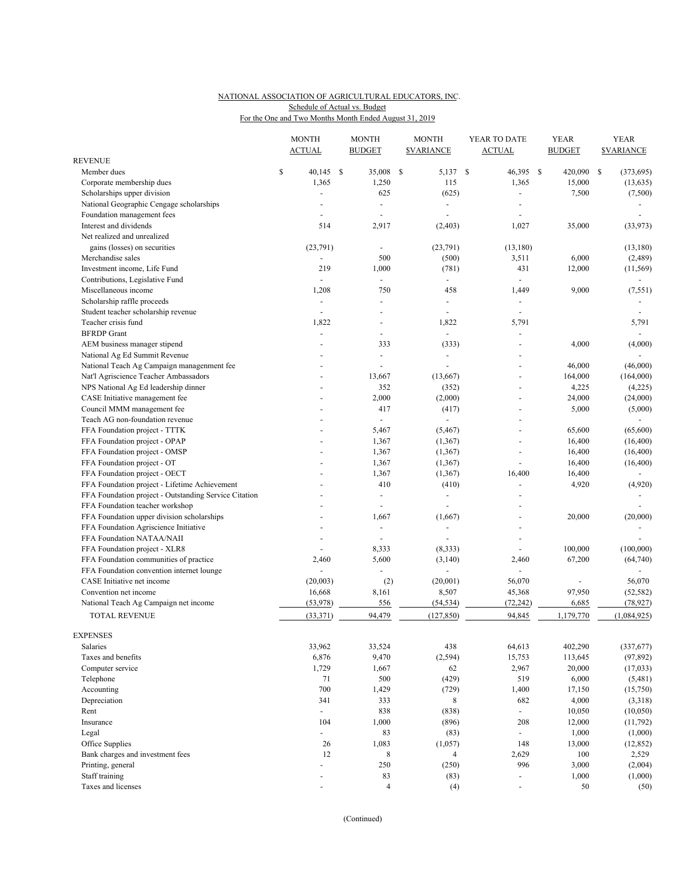NATIONAL ASSOCIATION OF AGRICULTURAL EDUCATORS, INC.
Schedule of Actual vs. Budget
For the One and Two Months Month Ended August 31, 2019

| | MONTH ACTUAL | MONTH BUDGET | MONTH $VARIANCE | YEAR TO DATE ACTUAL | YEAR BUDGET | YEAR $VARIANCE |
|---|---|---|---|---|---|---|
| **REVENUE** | | | | | | |
| Member dues | $ 40,145 | $ 35,008 | $ 5,137 | $ 46,395 | $ 420,090 | $ (373,695) |
| Corporate membership dues | 1,365 | 1,250 | 115 | 1,365 | 15,000 | (13,635) |
| Scholarships upper division | - | 625 | (625) | - | 7,500 | (7,500) |
| National Geographic Cengage scholarships | - | - | - | - | | - |
| Foundation management fees | - | - | - | - | | - |
| Interest and dividends | 514 | 2,917 | (2,403) | 1,027 | 35,000 | (33,973) |
| Net realized and unrealized gains (losses) on securities | (23,791) | - | (23,791) | (13,180) | | (13,180) |
| Merchandise sales | - | 500 | (500) | 3,511 | 6,000 | (2,489) |
| Investment income, Life Fund | 219 | 1,000 | (781) | 431 | 12,000 | (11,569) |
| Contributions, Legislative Fund | - | - | - | - | | - |
| Miscellaneous income | 1,208 | 750 | 458 | 1,449 | 9,000 | (7,551) |
| Scholarship raffle proceeds | - | - | - | - | | - |
| Student teacher scholarship revenue | - | - | - | - | | - |
| Teacher crisis fund | 1,822 | - | 1,822 | 5,791 | | 5,791 |
| BFRDP Grant | - | - | - | - | | - |
| AEM business manager stipend | - | 333 | (333) | - | 4,000 | (4,000) |
| National Ag Ed Summit Revenue | - | - | - | - | | - |
| National Teach Ag Campaign managenment fee | - | - | - | - | 46,000 | (46,000) |
| Nat'l Agriscience Teacher Ambassadors | - | 13,667 | (13,667) | - | 164,000 | (164,000) |
| NPS National Ag Ed leadership dinner | - | 352 | (352) | - | 4,225 | (4,225) |
| CASE Initiative management fee | - | 2,000 | (2,000) | - | 24,000 | (24,000) |
| Council MMM management fee | - | 417 | (417) | - | 5,000 | (5,000) |
| Teach AG non-foundation revenue | - | - | - | - | | - |
| FFA Foundation project - TTTK | - | 5,467 | (5,467) | - | 65,600 | (65,600) |
| FFA Foundation project - OPAP | - | 1,367 | (1,367) | - | 16,400 | (16,400) |
| FFA Foundation project - OMSP | - | 1,367 | (1,367) | - | 16,400 | (16,400) |
| FFA Foundation project - OT | - | 1,367 | (1,367) | - | 16,400 | (16,400) |
| FFA Foundation project - OECT | - | 1,367 | (1,367) | 16,400 | 16,400 | - |
| FFA Foundation project - Lifetime Achievement | - | 410 | (410) | - | 4,920 | (4,920) |
| FFA Foundation project - Outstanding Service Citation | - | - | - | - | | - |
| FFA Foundation teacher workshop | - | - | - | - | | - |
| FFA Foundation upper division scholarships | - | 1,667 | (1,667) | - | 20,000 | (20,000) |
| FFA Foundation Agriscience Initiative | - | - | - | - | | - |
| FFA Foundation NATAA/NAII | - | - | - | - | | - |
| FFA Foundation project - XLR8 | - | 8,333 | (8,333) | - | 100,000 | (100,000) |
| FFA Foundation communities of practice | 2,460 | 5,600 | (3,140) | 2,460 | 67,200 | (64,740) |
| FFA Foundation convention internet lounge | - | - | - | - | | - |
| CASE Initiative net income | (20,003) | (2) | (20,001) | 56,070 | - | 56,070 |
| Convention net income | 16,668 | 8,161 | 8,507 | 45,368 | 97,950 | (52,582) |
| National Teach Ag Campaign net income | (53,978) | 556 | (54,534) | (72,242) | 6,685 | (78,927) |
| TOTAL REVENUE | (33,371) | 94,479 | (127,850) | 94,845 | 1,179,770 | (1,084,925) |
| **EXPENSES** | | | | | | |
| Salaries | 33,962 | 33,524 | 438 | 64,613 | 402,290 | (337,677) |
| Taxes and benefits | 6,876 | 9,470 | (2,594) | 15,753 | 113,645 | (97,892) |
| Computer service | 1,729 | 1,667 | 62 | 2,967 | 20,000 | (17,033) |
| Telephone | 71 | 500 | (429) | 519 | 6,000 | (5,481) |
| Accounting | 700 | 1,429 | (729) | 1,400 | 17,150 | (15,750) |
| Depreciation | 341 | 333 | 8 | 682 | 4,000 | (3,318) |
| Rent | - | 838 | (838) | - | 10,050 | (10,050) |
| Insurance | 104 | 1,000 | (896) | 208 | 12,000 | (11,792) |
| Legal | - | 83 | (83) | - | 1,000 | (1,000) |
| Office Supplies | 26 | 1,083 | (1,057) | 148 | 13,000 | (12,852) |
| Bank charges and investment fees | 12 | 8 | 4 | 2,629 | 100 | 2,529 |
| Printing, general | - | 250 | (250) | 996 | 3,000 | (2,004) |
| Staff training | - | 83 | (83) | - | 1,000 | (1,000) |
| Taxes and licenses | - | 4 | (4) | - | 50 | (50) |

(Continued)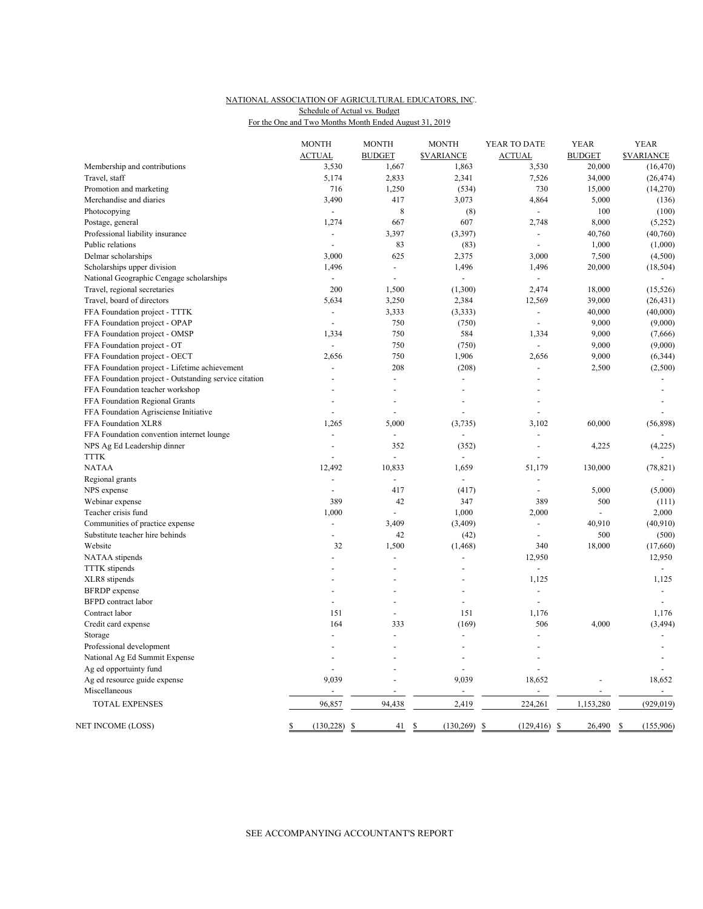NATIONAL ASSOCIATION OF AGRICULTURAL EDUCATORS, INC.

Schedule of Actual vs. Budget

For the One and Two Months Month Ended August 31, 2019

| | MONTH ACTUAL | MONTH BUDGET | MONTH $VARIANCE | YEAR TO DATE ACTUAL | YEAR BUDGET | YEAR $VARIANCE |
|---|---|---|---|---|---|---|
| Membership and contributions | 3,530 | 1,667 | 1,863 | 3,530 | 20,000 | (16,470) |
| Travel, staff | 5,174 | 2,833 | 2,341 | 7,526 | 34,000 | (26,474) |
| Promotion and marketing | 716 | 1,250 | (534) | 730 | 15,000 | (14,270) |
| Merchandise and diaries | 3,490 | 417 | 3,073 | 4,864 | 5,000 | (136) |
| Photocopying | - | 8 | (8) | - | 100 | (100) |
| Postage, general | 1,274 | 667 | 607 | 2,748 | 8,000 | (5,252) |
| Professional liability insurance | - | 3,397 | (3,397) | - | 40,760 | (40,760) |
| Public relations | - | 83 | (83) | - | 1,000 | (1,000) |
| Delmar scholarships | 3,000 | 625 | 2,375 | 3,000 | 7,500 | (4,500) |
| Scholarships upper division | 1,496 | - | 1,496 | 1,496 | 20,000 | (18,504) |
| National Geographic Cengage scholarships | - | - | - | - | | - |
| Travel, regional secretaries | 200 | 1,500 | (1,300) | 2,474 | 18,000 | (15,526) |
| Travel, board of directors | 5,634 | 3,250 | 2,384 | 12,569 | 39,000 | (26,431) |
| FFA Foundation project - TTTK | - | 3,333 | (3,333) | - | 40,000 | (40,000) |
| FFA Foundation project - OPAP | - | 750 | (750) | - | 9,000 | (9,000) |
| FFA Foundation project - OMSP | 1,334 | 750 | 584 | 1,334 | 9,000 | (7,666) |
| FFA Foundation project - OT | - | 750 | (750) | - | 9,000 | (9,000) |
| FFA Foundation project - OECT | 2,656 | 750 | 1,906 | 2,656 | 9,000 | (6,344) |
| FFA Foundation project - Lifetime achievement | - | 208 | (208) | - | 2,500 | (2,500) |
| FFA Foundation project - Outstanding service citation | - | - | - | - | | - |
| FFA Foundation teacher workshop | - | - | - | - | | - |
| FFA Foundation Regional Grants | - | - | - | - | | - |
| FFA Foundation Agrisciense Initiative | - | - | - | - | | - |
| FFA Foundation XLR8 | 1,265 | 5,000 | (3,735) | 3,102 | 60,000 | (56,898) |
| FFA Foundation convention internet lounge | - | - | - | - | | - |
| NPS Ag Ed Leadership dinner | - | 352 | (352) | - | 4,225 | (4,225) |
| TTTK | - | - | - | - | | - |
| NATAA | 12,492 | 10,833 | 1,659 | 51,179 | 130,000 | (78,821) |
| Regional grants | - | - | - | - | | - |
| NPS expense | - | 417 | (417) | - | 5,000 | (5,000) |
| Webinar expense | 389 | 42 | 347 | 389 | 500 | (111) |
| Teacher crisis fund | 1,000 | - | 1,000 | 2,000 | - | 2,000 |
| Communities of practice expense | - | 3,409 | (3,409) | - | 40,910 | (40,910) |
| Substitute teacher hire behinds | - | 42 | (42) | - | 500 | (500) |
| Website | 32 | 1,500 | (1,468) | 340 | 18,000 | (17,660) |
| NATAA stipends | - | - | - | 12,950 | | 12,950 |
| TTTK stipends | - | - | - | - | | - |
| XLR8 stipends | - | - | - | 1,125 | | 1,125 |
| BFRDP expense | - | - | - | - | | - |
| BFPD contract labor | - | - | - | - | | - |
| Contract labor | 151 | - | 151 | 1,176 | | 1,176 |
| Credit card expense | 164 | 333 | (169) | 506 | 4,000 | (3,494) |
| Storage | - | - | - | - | | - |
| Professional development | - | - | - | - | | - |
| National Ag Ed Summit Expense | - | - | - | - | | - |
| Ag ed opportuinty fund | - | - | - | - | | - |
| Ag ed resource guide expense | 9,039 | - | 9,039 | 18,652 | - | 18,652 |
| Miscellaneous | - | - | - | - | - | - |
| TOTAL EXPENSES | 96,857 | 94,438 | 2,419 | 224,261 | 1,153,280 | (929,019) |
| NET INCOME (LOSS) | $ (130,228) | $ 41 | $ (130,269) | $ (129,416) | $ 26,490 | $ (155,906) |

SEE ACCOMPANYING ACCOUNTANT'S REPORT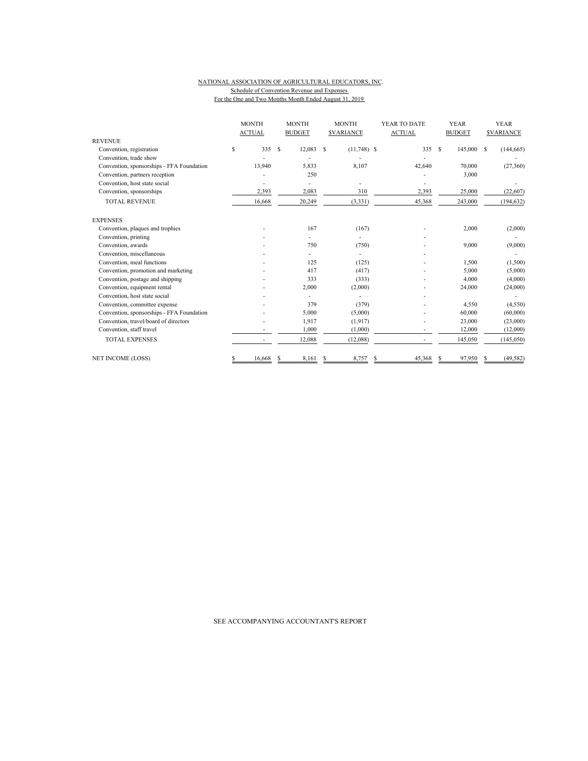NATIONAL ASSOCIATION OF AGRICULTURAL EDUCATORS, INC.

Schedule of Convention Revenue and Expenses

For the One and Two Months Month Ended August 31, 2019

| | MONTH ACTUAL | MONTH BUDGET | MONTH $VARIANCE | YEAR TO DATE ACTUAL | YEAR BUDGET | YEAR $VARIANCE |
|---|---|---|---|---|---|---|
| REVENUE | | | | | | |
| Convention, registration | $ 335 | $ 12,083 | $ (11,748) | $ 335 | $ 145,000 | $ (144,665) |
| Convention, trade show | - | - | - | - | | - |
| Convention, sponsorships - FFA Foundation | 13,940 | 5,833 | 8,107 | 42,640 | 70,000 | (27,360) |
| Convention, partners reception | - | 250 | | - | 3,000 | |
| Convention, host state social | - | - | - | - | | - |
| Convention, sponsorships | 2,393 | 2,083 | 310 | 2,393 | 25,000 | (22,607) |
| TOTAL REVENUE | 16,668 | 20,249 | (3,331) | 45,368 | 243,000 | (194,632) |
| EXPENSES | | | | | | |
| Convention, plaques and trophies | - | 167 | (167) | - | 2,000 | (2,000) |
| Convention, printing | - | - | - | - | | - |
| Convention, awards | - | 750 | (750) | - | 9,000 | (9,000) |
| Convention, miscellaneous | - | - | - | - | | - |
| Convention, meal functions | - | 125 | (125) | - | 1,500 | (1,500) |
| Convention, promotion and marketing | - | 417 | (417) | - | 5,000 | (5,000) |
| Convention, postage and shipping | - | 333 | (333) | - | 4,000 | (4,000) |
| Convention, equipment rental | - | 2,000 | (2,000) | - | 24,000 | (24,000) |
| Convention, host state social | - | - | - | - | | - |
| Convention, committee expense | - | 379 | (379) | - | 4,550 | (4,550) |
| Convention, sponsorships - FFA Foundation | - | 5,000 | (5,000) | - | 60,000 | (60,000) |
| Convention, travel/board of directors | - | 1,917 | (1,917) | - | 23,000 | (23,000) |
| Convention, staff travel | - | 1,000 | (1,000) | - | 12,000 | (12,000) |
| TOTAL EXPENSES | - | 12,088 | (12,088) | - | 145,050 | (145,050) |
| NET INCOME (LOSS) | $ 16,668 | $ 8,161 | $ 8,757 | $ 45,368 | $ 97,950 | $ (49,582) |

SEE ACCOMPANYING ACCOUNTANT'S REPORT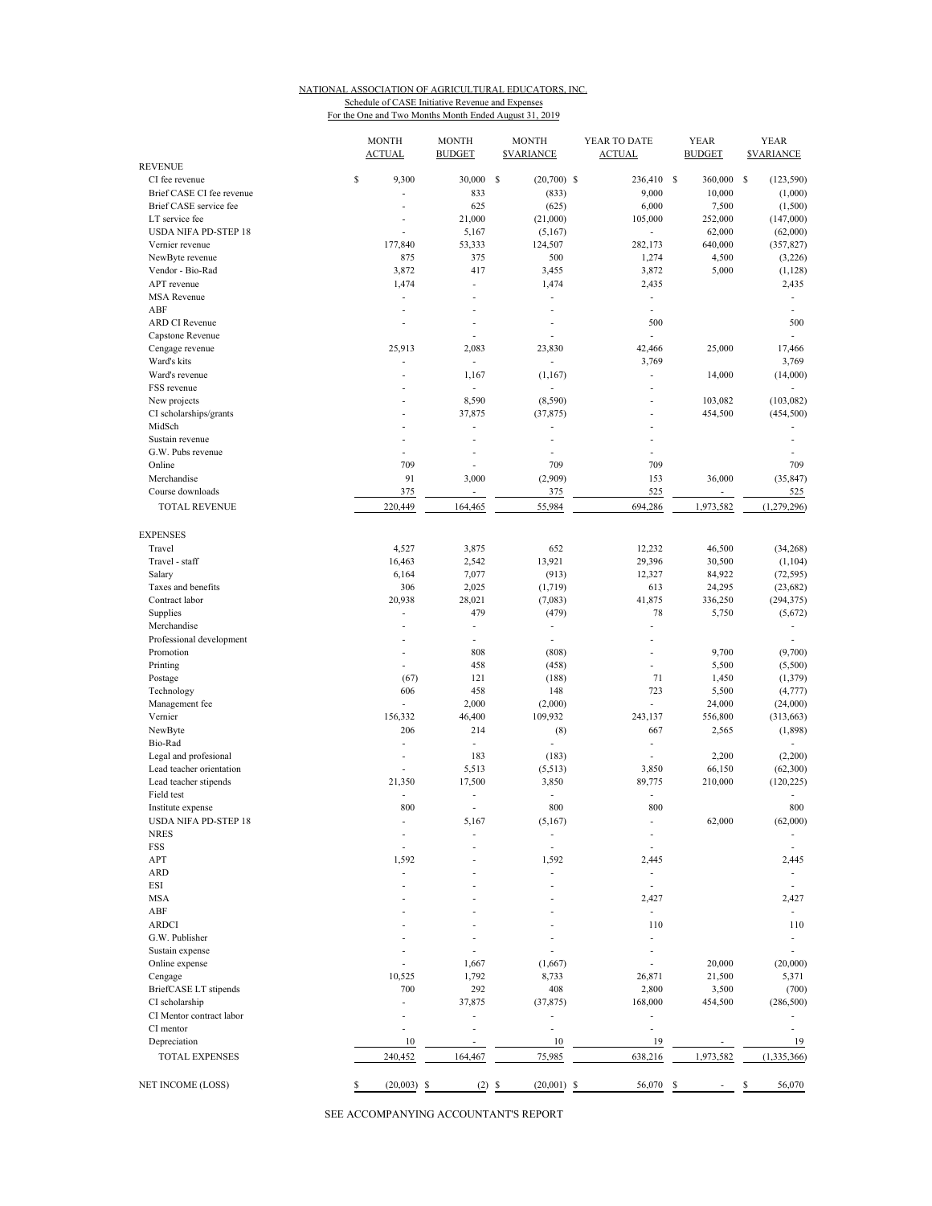NATIONAL ASSOCIATION OF AGRICULTURAL EDUCATORS, INC.

Schedule of CASE Initiative Revenue and Expenses

For the One and Two Months Month Ended August 31, 2019

| | MONTH ACTUAL | MONTH BUDGET | MONTH $VARIANCE | YEAR TO DATE ACTUAL | YEAR BUDGET | YEAR $VARIANCE |
|---|---|---|---|---|---|---|
| REVENUE | | | | | | |
| CI fee revenue | $ 9,300 | 30,000 | $ (20,700) | $ 236,410 | $ 360,000 | $ (123,590) |
| Brief CASE CI fee revenue | - | 833 | (833) | 9,000 | 10,000 | (1,000) |
| Brief CASE service fee | - | 625 | (625) | 6,000 | 7,500 | (1,500) |
| LT service fee | - | 21,000 | (21,000) | 105,000 | 252,000 | (147,000) |
| USDA NIFA PD-STEP 18 | - | 5,167 | (5,167) | - | 62,000 | (62,000) |
| Vernier revenue | 177,840 | 53,333 | 124,507 | 282,173 | 640,000 | (357,827) |
| NewByte revenue | 875 | 375 | 500 | 1,274 | 4,500 | (3,226) |
| Vendor - Bio-Rad | 3,872 | 417 | 3,455 | 3,872 | 5,000 | (1,128) |
| APT revenue | 1,474 | - | 1,474 | 2,435 | | 2,435 |
| MSA Revenue | - | - | - | - | | - |
| ABF | - | - | - | - | | - |
| ARD CI Revenue | - | - | - | 500 | | 500 |
| Capstone Revenue | | - | - | - | | - |
| Cengage revenue | 25,913 | 2,083 | 23,830 | 42,466 | 25,000 | 17,466 |
| Ward's kits | - | - | - | 3,769 | | 3,769 |
| Ward's revenue | - | 1,167 | (1,167) | - | 14,000 | (14,000) |
| FSS revenue | - | - | - | - | | - |
| New projects | - | 8,590 | (8,590) | - | 103,082 | (103,082) |
| CI scholarships/grants | - | 37,875 | (37,875) | - | 454,500 | (454,500) |
| MidSch | - | - | - | - | | - |
| Sustain revenue | - | - | - | - | | - |
| G.W. Pubs revenue | - | - | - | - | | - |
| Online | 709 | - | 709 | 709 | | 709 |
| Merchandise | 91 | 3,000 | (2,909) | 153 | 36,000 | (35,847) |
| Course downloads | 375 | - | 375 | 525 | - | 525 |
| TOTAL REVENUE | 220,449 | 164,465 | 55,984 | 694,286 | 1,973,582 | (1,279,296) |
| EXPENSES | | | | | | |
| Travel | 4,527 | 3,875 | 652 | 12,232 | 46,500 | (34,268) |
| Travel - staff | 16,463 | 2,542 | 13,921 | 29,396 | 30,500 | (1,104) |
| Salary | 6,164 | 7,077 | (913) | 12,327 | 84,922 | (72,595) |
| Taxes and benefits | 306 | 2,025 | (1,719) | 613 | 24,295 | (23,682) |
| Contract labor | 20,938 | 28,021 | (7,083) | 41,875 | 336,250 | (294,375) |
| Supplies | - | 479 | (479) | 78 | 5,750 | (5,672) |
| Merchandise | - | - | - | - | | - |
| Professional development | - | - | - | - | | - |
| Promotion | - | 808 | (808) | - | 9,700 | (9,700) |
| Printing | - | 458 | (458) | - | 5,500 | (5,500) |
| Postage | (67) | 121 | (188) | 71 | 1,450 | (1,379) |
| Technology | 606 | 458 | 148 | 723 | 5,500 | (4,777) |
| Management fee | - | 2,000 | (2,000) | - | 24,000 | (24,000) |
| Vernier | 156,332 | 46,400 | 109,932 | 243,137 | 556,800 | (313,663) |
| NewByte | 206 | 214 | (8) | 667 | 2,565 | (1,898) |
| Bio-Rad | - | - | - | - | | - |
| Legal and profesional | - | 183 | (183) | - | 2,200 | (2,200) |
| Lead teacher orientation | - | 5,513 | (5,513) | 3,850 | 66,150 | (62,300) |
| Lead teacher stipends | 21,350 | 17,500 | 3,850 | 89,775 | 210,000 | (120,225) |
| Field test | - | - | - | - | | - |
| Institute expense | 800 | - | 800 | 800 | | 800 |
| USDA NIFA PD-STEP 18 | - | 5,167 | (5,167) | - | 62,000 | (62,000) |
| NRES | - | - | - | - | | - |
| FSS | - | - | - | - | | - |
| APT | 1,592 | - | 1,592 | 2,445 | | 2,445 |
| ARD | - | - | - | - | | - |
| ESI | - | - | - | - | | - |
| MSA | - | - | - | 2,427 | | 2,427 |
| ABF | - | - | - | - | | - |
| ARDCI | - | - | - | 110 | | 110 |
| G.W. Publisher | - | - | - | - | | - |
| Sustain expense | - | - | - | - | | - |
| Online expense | - | 1,667 | (1,667) | - | 20,000 | (20,000) |
| Cengage | 10,525 | 1,792 | 8,733 | 26,871 | 21,500 | 5,371 |
| BriefCASE LT stipends | 700 | 292 | 408 | 2,800 | 3,500 | (700) |
| CI scholarship | - | 37,875 | (37,875) | 168,000 | 454,500 | (286,500) |
| CI Mentor contract labor | - | - | - | - | | - |
| CI mentor | - | - | - | - | | - |
| Depreciation | 10 | - | 10 | 19 | - | 19 |
| TOTAL EXPENSES | 240,452 | 164,467 | 75,985 | 638,216 | 1,973,582 | (1,335,366) |
| NET INCOME (LOSS) | $ (20,003) | $ (2) | $ (20,001) | $ 56,070 | $ - | $ 56,070 |

SEE ACCOMPANYING ACCOUNTANT'S REPORT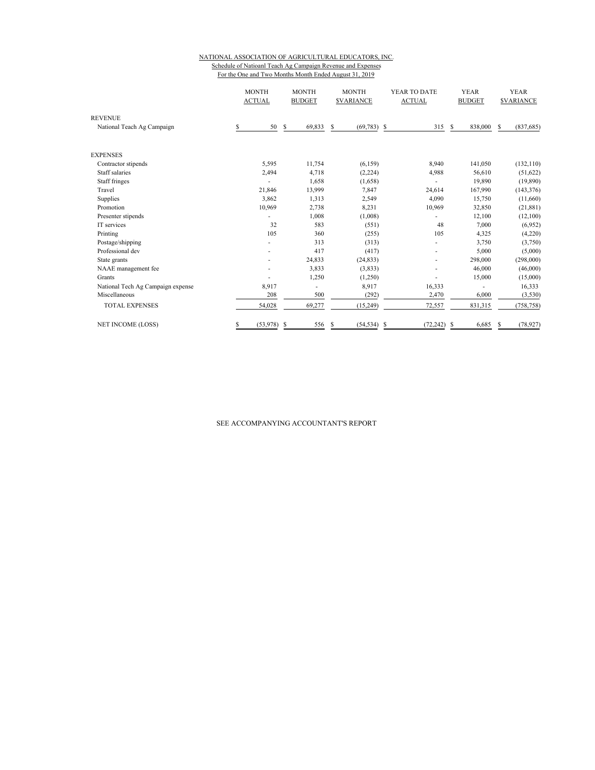NATIONAL ASSOCIATION OF AGRICULTURAL EDUCATORS, INC.
Schedule of Natioanl Teach Ag Campaign Revenue and Expenses
For the One and Two Months Month Ended August 31, 2019

| | MONTH ACTUAL | MONTH BUDGET | MONTH $VARIANCE | YEAR TO DATE ACTUAL | YEAR BUDGET | YEAR $VARIANCE |
|---|---|---|---|---|---|---|
| REVENUE | | | | | | |
| National Teach Ag Campaign | $ 50 | $ 69,833 | $ (69,783) | $ 315 | $ 838,000 | $ (837,685) |
| EXPENSES | | | | | | |
| Contractor stipends | 5,595 | 11,754 | (6,159) | 8,940 | 141,050 | (132,110) |
| Staff salaries | 2,494 | 4,718 | (2,224) | 4,988 | 56,610 | (51,622) |
| Staff fringes | - | 1,658 | (1,658) | - | 19,890 | (19,890) |
| Travel | 21,846 | 13,999 | 7,847 | 24,614 | 167,990 | (143,376) |
| Supplies | 3,862 | 1,313 | 2,549 | 4,090 | 15,750 | (11,660) |
| Promotion | 10,969 | 2,738 | 8,231 | 10,969 | 32,850 | (21,881) |
| Presenter stipends | - | 1,008 | (1,008) | - | 12,100 | (12,100) |
| IT services | 32 | 583 | (551) | 48 | 7,000 | (6,952) |
| Printing | 105 | 360 | (255) | 105 | 4,325 | (4,220) |
| Postage/shipping | - | 313 | (313) | - | 3,750 | (3,750) |
| Professional dev | - | 417 | (417) | - | 5,000 | (5,000) |
| State grants | - | 24,833 | (24,833) | - | 298,000 | (298,000) |
| NAAE management fee | - | 3,833 | (3,833) | - | 46,000 | (46,000) |
| Grants | - | 1,250 | (1,250) | - | 15,000 | (15,000) |
| National Tech Ag Campaign expense | 8,917 | - | 8,917 | 16,333 | - | 16,333 |
| Miscellaneous | 208 | 500 | (292) | 2,470 | 6,000 | (3,530) |
| TOTAL EXPENSES | 54,028 | 69,277 | (15,249) | 72,557 | 831,315 | (758,758) |
| NET INCOME (LOSS) | $ (53,978) | $ 556 | $ (54,534) | $ (72,242) | $ 6,685 | $ (78,927) |

SEE ACCOMPANYING ACCOUNTANT'S REPORT